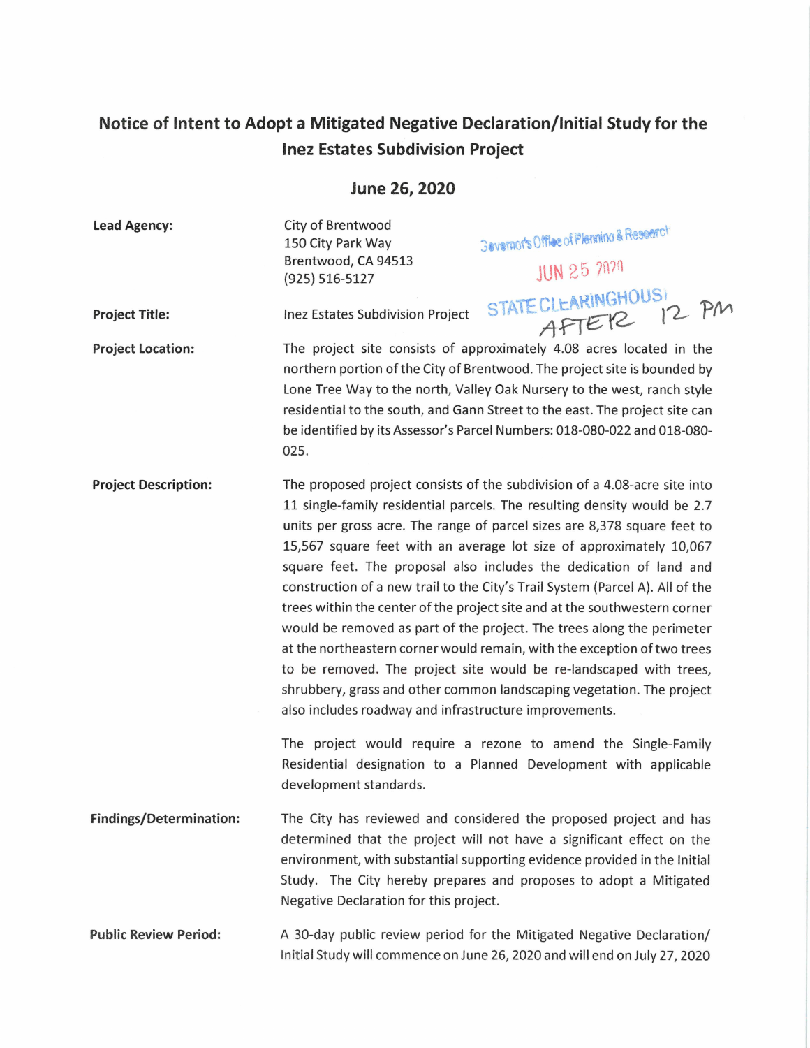# Notice of Intent to Adopt a Mitigated Negative Declaration/Initial Study for the Inez Estates Subdivision Project

## June 26, 2020

**Lead Agency:** City of Brentwood
150 City Park Way
Brentwood, CA 94513
(925) 516-5127

Governor's Office of Planning & Research
JUN 25 2020
STATE CLEARINGHOUSE
AFTER 12 PM

**Project Title:** Inez Estates Subdivision Project

**Project Location:** The project site consists of approximately 4.08 acres located in the northern portion of the City of Brentwood. The project site is bounded by Lone Tree Way to the north, Valley Oak Nursery to the west, ranch style residential to the south, and Gann Street to the east. The project site can be identified by its Assessor's Parcel Numbers: 018-080-022 and 018-080-025.

**Project Description:** The proposed project consists of the subdivision of a 4.08-acre site into 11 single-family residential parcels. The resulting density would be 2.7 units per gross acre. The range of parcel sizes are 8,378 square feet to 15,567 square feet with an average lot size of approximately 10,067 square feet. The proposal also includes the dedication of land and construction of a new trail to the City's Trail System (Parcel A). All of the trees within the center of the project site and at the southwestern corner would be removed as part of the project. The trees along the perimeter at the northeastern corner would remain, with the exception of two trees to be removed. The project site would be re-landscaped with trees, shrubbery, grass and other common landscaping vegetation. The project also includes roadway and infrastructure improvements.

The project would require a rezone to amend the Single-Family Residential designation to a Planned Development with applicable development standards.

**Findings/Determination:** The City has reviewed and considered the proposed project and has determined that the project will not have a significant effect on the environment, with substantial supporting evidence provided in the Initial Study. The City hereby prepares and proposes to adopt a Mitigated Negative Declaration for this project.

**Public Review Period:** A 30-day public review period for the Mitigated Negative Declaration/ Initial Study will commence on June 26, 2020 and will end on July 27, 2020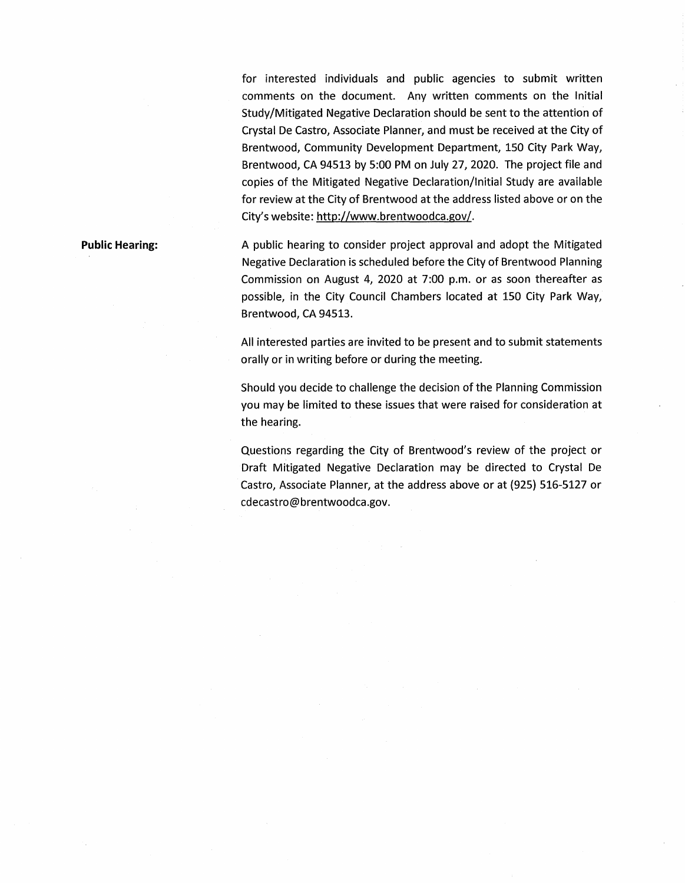for interested individuals and public agencies to submit written comments on the document. Any written comments on the Initial Study/Mitigated Negative Declaration should be sent to the attention of Crystal De Castro, Associate Planner, and must be received at the City of Brentwood, Community Development Department, 150 City Park Way, Brentwood, CA 94513 by 5:00 PM on July 27, 2020. The project file and copies of the Mitigated Negative Declaration/Initial Study are available for review at the City of Brentwood at the address listed above or on the City's website: http://www.brentwoodca.gov/.

**Public Hearing:**

A public hearing to consider project approval and adopt the Mitigated Negative Declaration is scheduled before the City of Brentwood Planning Commission on August 4, 2020 at 7:00 p.m. or as soon thereafter as possible, in the City Council Chambers located at 150 City Park Way, Brentwood, CA 94513.

All interested parties are invited to be present and to submit statements orally or in writing before or during the meeting.

Should you decide to challenge the decision of the Planning Commission you may be limited to these issues that were raised for consideration at the hearing.

Questions regarding the City of Brentwood's review of the project or Draft Mitigated Negative Declaration may be directed to Crystal De Castro, Associate Planner, at the address above or at (925) 516-5127 or cdecastro@brentwoodca.gov.